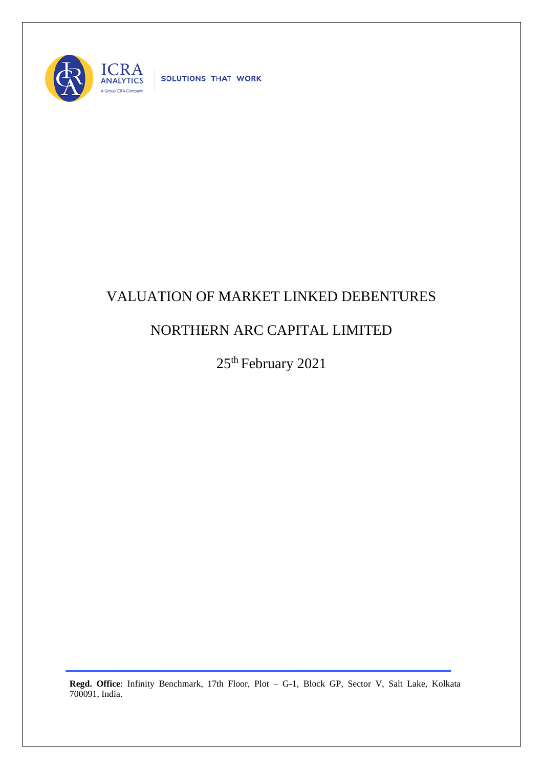# VALUATION OF MARKET LINKED DEBENTURES

## NORTHERN ARC CAPITAL LIMITED

25th February 2021

**Regd. Office**: Infinity Benchmark, 17th Floor, Plot – G-1, Block GP, Sector V, Salt Lake, Kolkata 700091, India.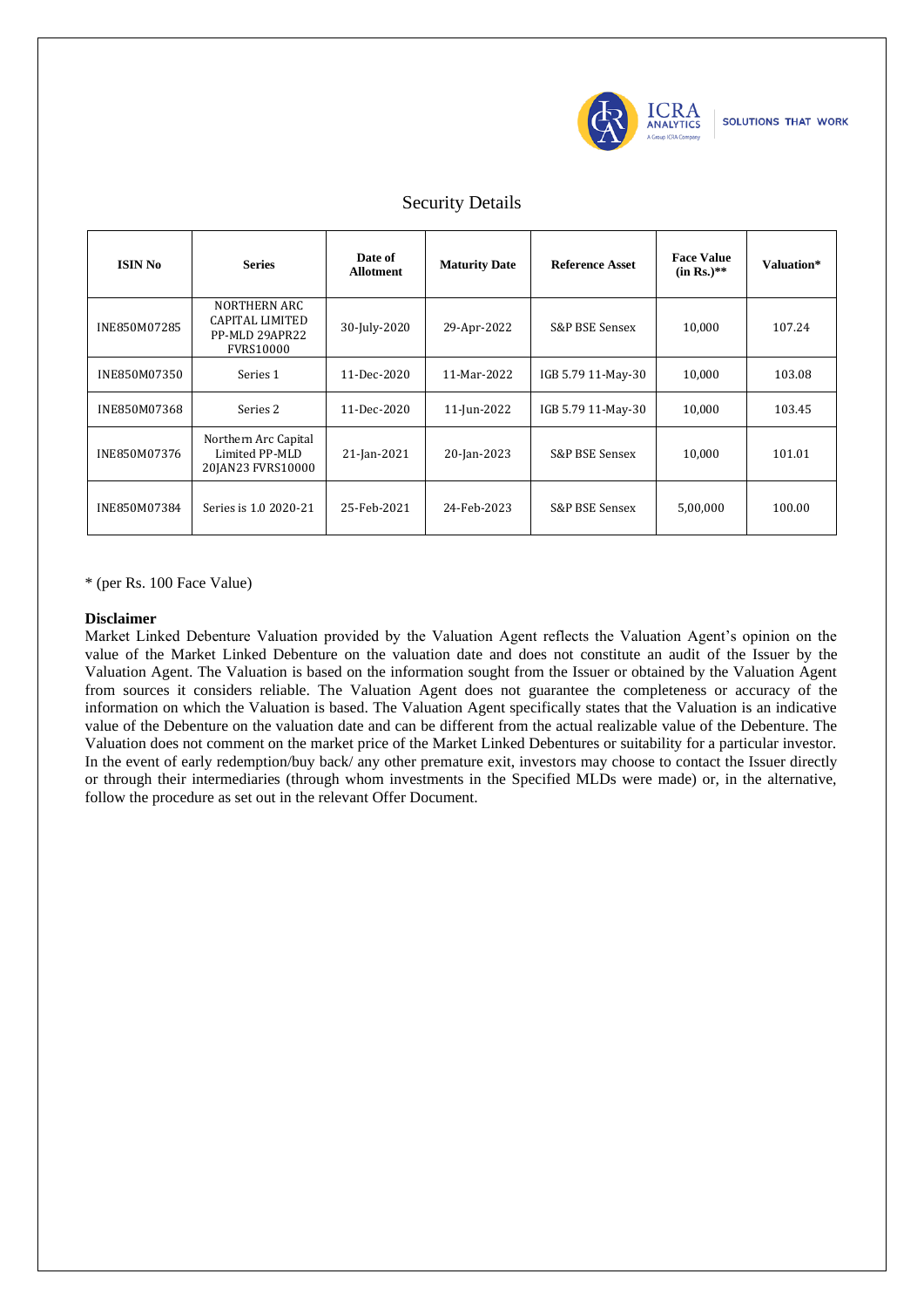## Security Details

| ISIN No | Series | Date of Allotment | Maturity Date | Reference Asset | Face Value (in Rs.)** | Valuation* |
|---|---|---|---|---|---|---|
| INE850M07285 | NORTHERN ARC CAPITAL LIMITED PP-MLD 29APR22 FVRS10000 | 30-July-2020 | 29-Apr-2022 | S&P BSE Sensex | 10,000 | 107.24 |
| INE850M07350 | Series 1 | 11-Dec-2020 | 11-Mar-2022 | IGB 5.79 11-May-30 | 10,000 | 103.08 |
| INE850M07368 | Series 2 | 11-Dec-2020 | 11-Jun-2022 | IGB 5.79 11-May-30 | 10,000 | 103.45 |
| INE850M07376 | Northern Arc Capital Limited PP-MLD 20JAN23 FVRS10000 | 21-Jan-2021 | 20-Jan-2023 | S&P BSE Sensex | 10,000 | 101.01 |
| INE850M07384 | Series is 1.0 2020-21 | 25-Feb-2021 | 24-Feb-2023 | S&P BSE Sensex | 5,00,000 | 100.00 |

* (per Rs. 100 Face Value)

**Disclaimer**

Market Linked Debenture Valuation provided by the Valuation Agent reflects the Valuation Agent's opinion on the value of the Market Linked Debenture on the valuation date and does not constitute an audit of the Issuer by the Valuation Agent. The Valuation is based on the information sought from the Issuer or obtained by the Valuation Agent from sources it considers reliable. The Valuation Agent does not guarantee the completeness or accuracy of the information on which the Valuation is based. The Valuation Agent specifically states that the Valuation is an indicative value of the Debenture on the valuation date and can be different from the actual realizable value of the Debenture. The Valuation does not comment on the market price of the Market Linked Debentures or suitability for a particular investor. In the event of early redemption/buy back/ any other premature exit, investors may choose to contact the Issuer directly or through their intermediaries (through whom investments in the Specified MLDs were made) or, in the alternative, follow the procedure as set out in the relevant Offer Document.